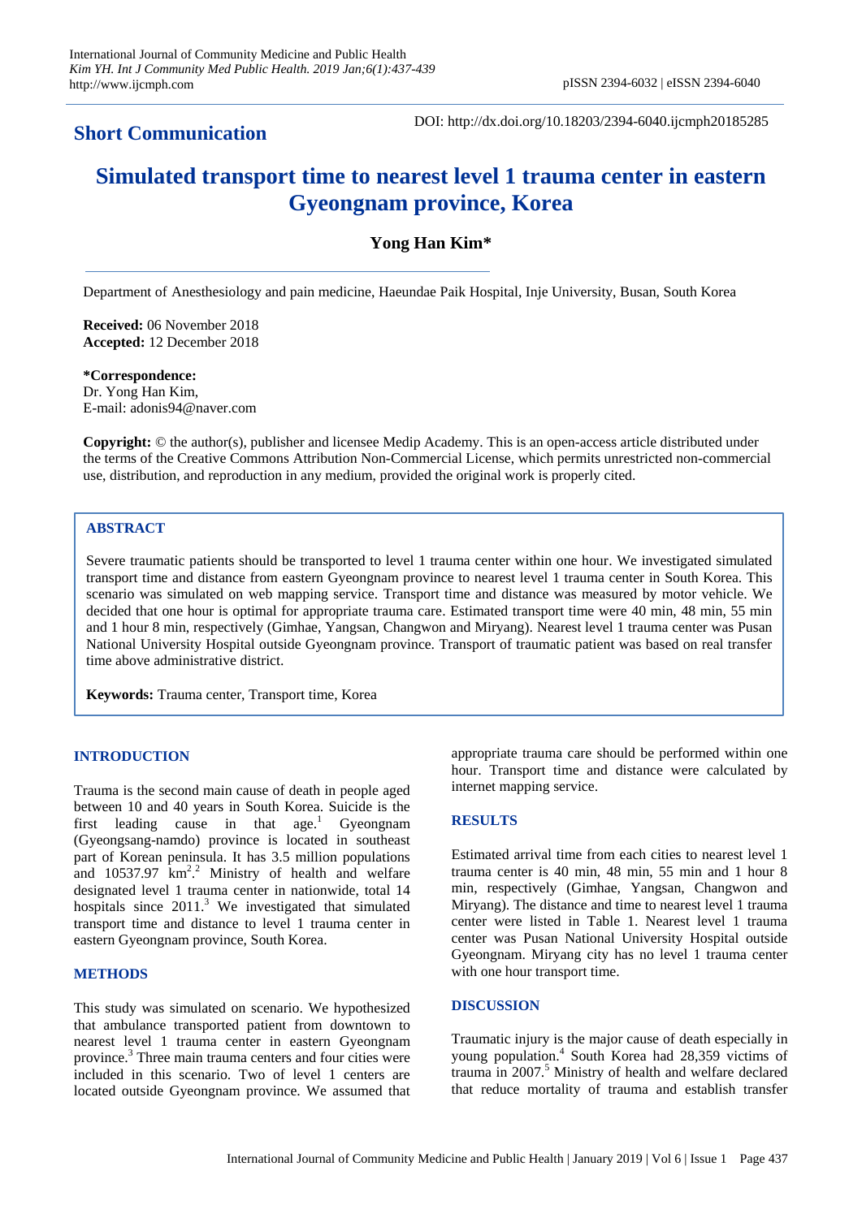**Short Communication**

DOI: http://dx.doi.org/10.18203/2394-6040.ijcmph20185285

# Simulated transport time to nearest level 1 trauma center in eastern Gyeongnam province, Korea

**Yong Han Kim***

Department of Anesthesiology and pain medicine, Haeundae Paik Hospital, Inje University, Busan, South Korea

**Received:** 06 November 2018
**Accepted:** 12 December 2018

***Correspondence:**
Dr. Yong Han Kim,
E-mail: adonis94@naver.com

**Copyright:** © the author(s), publisher and licensee Medip Academy. This is an open-access article distributed under the terms of the Creative Commons Attribution Non-Commercial License, which permits unrestricted non-commercial use, distribution, and reproduction in any medium, provided the original work is properly cited.

## ABSTRACT

Severe traumatic patients should be transported to level 1 trauma center within one hour. We investigated simulated transport time and distance from eastern Gyeongnam province to nearest level 1 trauma center in South Korea. This scenario was simulated on web mapping service. Transport time and distance was measured by motor vehicle. We decided that one hour is optimal for appropriate trauma care. Estimated transport time were 40 min, 48 min, 55 min and 1 hour 8 min, respectively (Gimhae, Yangsan, Changwon and Miryang). Nearest level 1 trauma center was Pusan National University Hospital outside Gyeongnam province. Transport of traumatic patient was based on real transfer time above administrative district.

**Keywords:** Trauma center, Transport time, Korea

## INTRODUCTION

Trauma is the second main cause of death in people aged between 10 and 40 years in South Korea. Suicide is the first leading cause in that age.[1] Gyeongnam (Gyeongsang-namdo) province is located in southeast part of Korean peninsula. It has 3.5 million populations and 10537.97 $km^2$.[2] Ministry of health and welfare designated level 1 trauma center in nationwide, total 14 hospitals since 2011.[3] We investigated that simulated transport time and distance to level 1 trauma center in eastern Gyeongnam province, South Korea.

## METHODS

This study was simulated on scenario. We hypothesized that ambulance transported patient from downtown to nearest level 1 trauma center in eastern Gyeongnam province.[3] Three main trauma centers and four cities were included in this scenario. Two of level 1 centers are located outside Gyeongnam province. We assumed that appropriate trauma care should be performed within one hour. Transport time and distance were calculated by internet mapping service.

## RESULTS

Estimated arrival time from each cities to nearest level 1 trauma center is 40 min, 48 min, 55 min and 1 hour 8 min, respectively (Gimhae, Yangsan, Changwon and Miryang). The distance and time to nearest level 1 trauma center were listed in Table 1. Nearest level 1 trauma center was Pusan National University Hospital outside Gyeongnam. Miryang city has no level 1 trauma center with one hour transport time.

## DISCUSSION

Traumatic injury is the major cause of death especially in young population.[4] South Korea had 28,359 victims of trauma in 2007.[5] Ministry of health and welfare declared that reduce mortality of trauma and establish transfer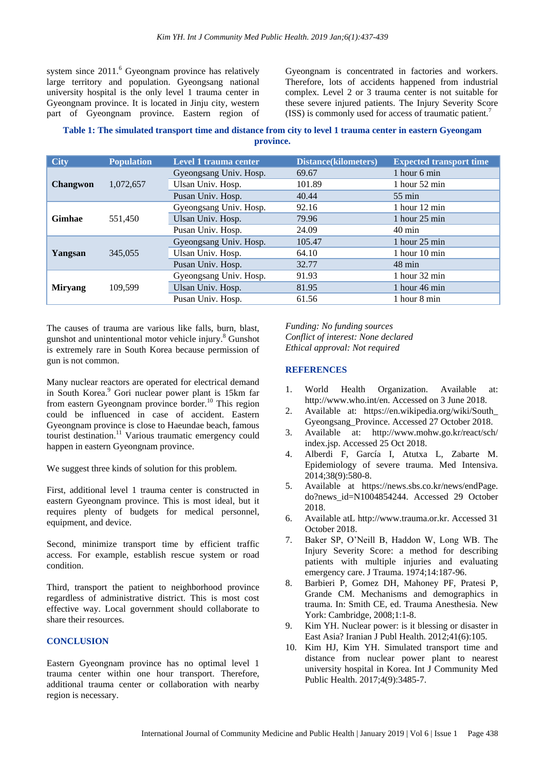system since 2011.[6] Gyeongnam province has relatively large territory and population. Gyeongsang national university hospital is the only level 1 trauma center in Gyeongnam province. It is located in Jinju city, western part of Gyeongnam province. Eastern region of Gyeongnam is concentrated in factories and workers. Therefore, lots of accidents happened from industrial complex. Level 2 or 3 trauma center is not suitable for these severe injured patients. The Injury Severity Score (ISS) is commonly used for access of traumatic patient.[7]

**Table 1: The simulated transport time and distance from city to level 1 trauma center in eastern Gyeongam province.**

| City | Population | Level 1 trauma center | Distance(kilometers) | Expected transport time |
|---|---|---|---|---|
| **Changwon** | 1,072,657 | Gyeongsang Univ. Hosp. | 69.67 | 1 hour 6 min |
| | | Ulsan Univ. Hosp. | 101.89 | 1 hour 52 min |
| | | Pusan Univ. Hosp. | 40.44 | 55 min |
| **Gimhae** | 551,450 | Gyeongsang Univ. Hosp. | 92.16 | 1 hour 12 min |
| | | Ulsan Univ. Hosp. | 79.96 | 1 hour 25 min |
| | | Pusan Univ. Hosp. | 24.09 | 40 min |
| **Yangsan** | 345,055 | Gyeongsang Univ. Hosp. | 105.47 | 1 hour 25 min |
| | | Ulsan Univ. Hosp. | 64.10 | 1 hour 10 min |
| | | Pusan Univ. Hosp. | 32.77 | 48 min |
| **Miryang** | 109,599 | Gyeongsang Univ. Hosp. | 91.93 | 1 hour 32 min |
| | | Ulsan Univ. Hosp. | 81.95 | 1 hour 46 min |
| | | Pusan Univ. Hosp. | 61.56 | 1 hour 8 min |

The causes of trauma are various like falls, burn, blast, gunshot and unintentional motor vehicle injury.[8] Gunshot is extremely rare in South Korea because permission of gun is not common.

Many nuclear reactors are operated for electrical demand in South Korea.[9] Gori nuclear power plant is 15km far from eastern Gyeongnam province border.[10] This region could be influenced in case of accident. Eastern Gyeongnam province is close to Haeundae beach, famous tourist destination.[11] Various traumatic emergency could happen in eastern Gyeongnam province.

We suggest three kinds of solution for this problem.

First, additional level 1 trauma center is constructed in eastern Gyeongnam province. This is most ideal, but it requires plenty of budgets for medical personnel, equipment, and device.

Second, minimize transport time by efficient traffic access. For example, establish rescue system or road condition.

Third, transport the patient to neighborhood province regardless of administrative district. This is most cost effective way. Local government should collaborate to share their resources.

## CONCLUSION

Eastern Gyeongnam province has no optimal level 1 trauma center within one hour transport. Therefore, additional trauma center or collaboration with nearby region is necessary.

*Funding: No funding sources*
*Conflict of interest: None declared*
*Ethical approval: Not required*

## REFERENCES

1. World Health Organization. Available at: http://www.who.int/en. Accessed on 3 June 2018.
2. Available at: https://en.wikipedia.org/wiki/South_Gyeongsang_Province. Accessed 27 October 2018.
3. Available at: http://www.mohw.go.kr/react/sch/index.jsp. Accessed 25 Oct 2018.
4. Alberdi F, García I, Atutxa L, Zabarte M. Epidemiology of severe trauma. Med Intensiva. 2014;38(9):580-8.
5. Available at https://news.sbs.co.kr/news/endPage.do?news_id=N1004854244. Accessed 29 October 2018.
6. Available atL http://www.trauma.or.kr. Accessed 31 October 2018.
7. Baker SP, O'Neill B, Haddon W, Long WB. The Injury Severity Score: a method for describing patients with multiple injuries and evaluating emergency care. J Trauma. 1974;14:187-96.
8. Barbieri P, Gomez DH, Mahoney PF, Pratesi P, Grande CM. Mechanisms and demographics in trauma. In: Smith CE, ed. Trauma Anesthesia. New York: Cambridge, 2008;1:1-8.
9. Kim YH. Nuclear power: is it blessing or disaster in East Asia? Iranian J Publ Health. 2012;41(6):105.
10. Kim HJ, Kim YH. Simulated transport time and distance from nuclear power plant to nearest university hospital in Korea. Int J Community Med Public Health. 2017;4(9):3485-7.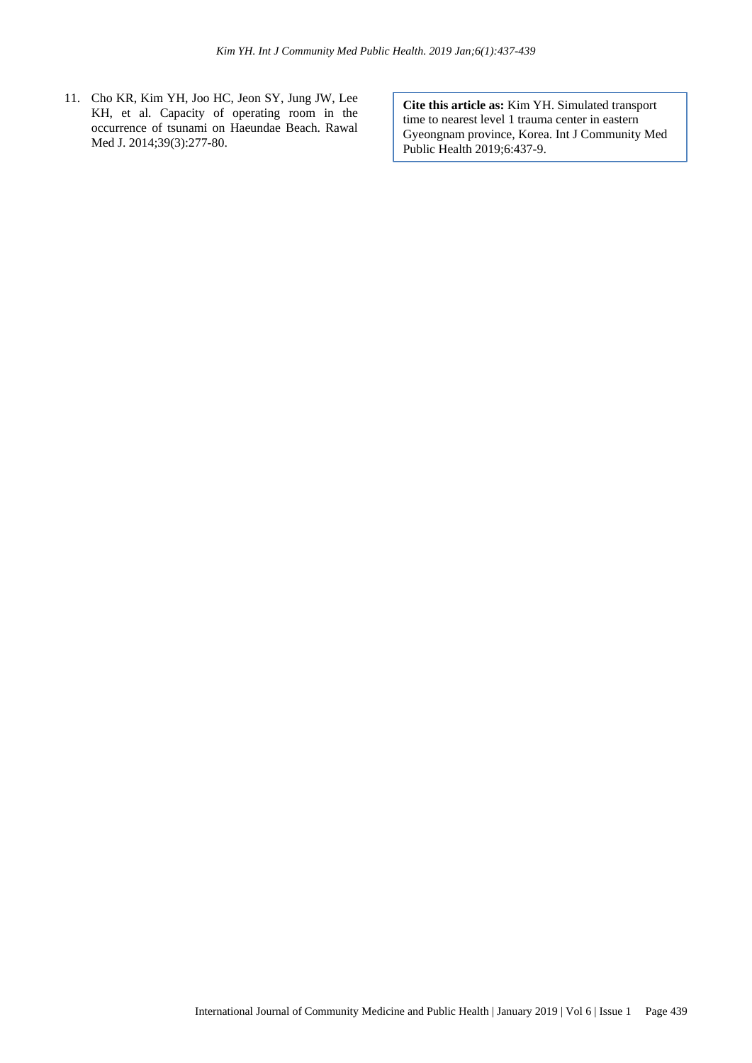11. Cho KR, Kim YH, Joo HC, Jeon SY, Jung JW, Lee KH, et al. Capacity of operating room in the occurrence of tsunami on Haeundae Beach. Rawal Med J. 2014;39(3):277-80.

**Cite this article as:** Kim YH. Simulated transport time to nearest level 1 trauma center in eastern Gyeongnam province, Korea. Int J Community Med Public Health 2019;6:437-9.